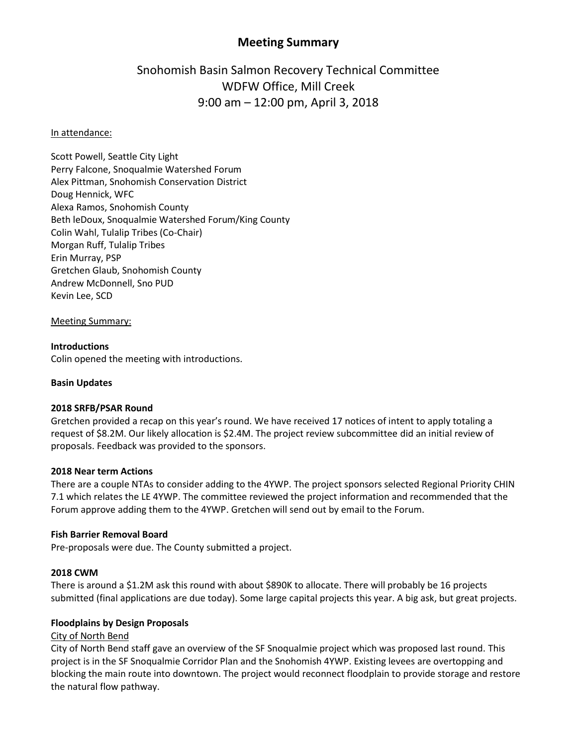# Meeting Summary

## Snohomish Basin Salmon Recovery Technical Committee
## WDFW Office, Mill Creek
## 9:00 am – 12:00 pm, April 3, 2018

In attendance:

Scott Powell, Seattle City Light
Perry Falcone, Snoqualmie Watershed Forum
Alex Pittman, Snohomish Conservation District
Doug Hennick, WFC
Alexa Ramos, Snohomish County
Beth leDoux, Snoqualmie Watershed Forum/King County
Colin Wahl, Tulalip Tribes (Co-Chair)
Morgan Ruff, Tulalip Tribes
Erin Murray, PSP
Gretchen Glaub, Snohomish County
Andrew McDonnell, Sno PUD
Kevin Lee, SCD

Meeting Summary:

**Introductions**
Colin opened the meeting with introductions.

**Basin Updates**

**2018 SRFB/PSAR Round**
Gretchen provided a recap on this year's round. We have received 17 notices of intent to apply totaling a request of $8.2M. Our likely allocation is $2.4M. The project review subcommittee did an initial review of proposals. Feedback was provided to the sponsors.

**2018 Near term Actions**
There are a couple NTAs to consider adding to the 4YWP. The project sponsors selected Regional Priority CHIN 7.1 which relates the LE 4YWP. The committee reviewed the project information and recommended that the Forum approve adding them to the 4YWP. Gretchen will send out by email to the Forum.

**Fish Barrier Removal Board**
Pre-proposals were due. The County submitted a project.

**2018 CWM**
There is around a $1.2M ask this round with about $890K to allocate. There will probably be 16 projects submitted (final applications are due today). Some large capital projects this year. A big ask, but great projects.

**Floodplains by Design Proposals**
City of North Bend
City of North Bend staff gave an overview of the SF Snoqualmie project which was proposed last round. This project is in the SF Snoqualmie Corridor Plan and the Snohomish 4YWP. Existing levees are overtopping and blocking the main route into downtown. The project would reconnect floodplain to provide storage and restore the natural flow pathway.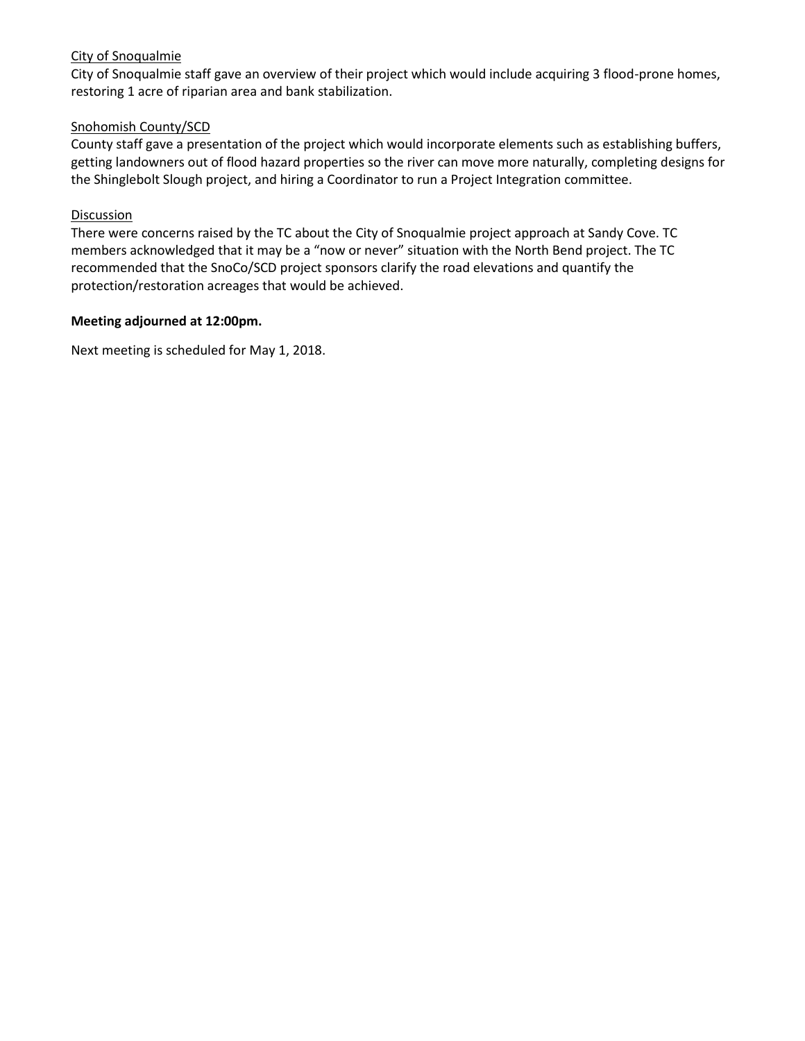<u>City of Snoqualmie</u>

City of Snoqualmie staff gave an overview of their project which would include acquiring 3 flood-prone homes, restoring 1 acre of riparian area and bank stabilization.

<u>Snohomish County/SCD</u>

County staff gave a presentation of the project which would incorporate elements such as establishing buffers, getting landowners out of flood hazard properties so the river can move more naturally, completing designs for the Shinglebolt Slough project, and hiring a Coordinator to run a Project Integration committee.

<u>Discussion</u>

There were concerns raised by the TC about the City of Snoqualmie project approach at Sandy Cove. TC members acknowledged that it may be a "now or never" situation with the North Bend project. The TC recommended that the SnoCo/SCD project sponsors clarify the road elevations and quantify the protection/restoration acreages that would be achieved.

**Meeting adjourned at 12:00pm.**

Next meeting is scheduled for May 1, 2018.